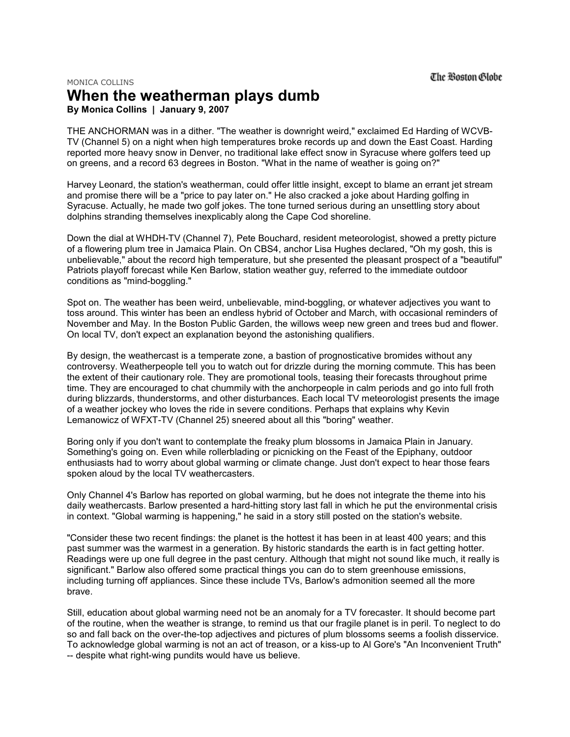The Boston Globe

MONICA COLLINS

# When the weatherman plays dumb

**By Monica Collins | January 9, 2007**

THE ANCHORMAN was in a dither. "The weather is downright weird," exclaimed Ed Harding of WCVB-TV (Channel 5) on a night when high temperatures broke records up and down the East Coast. Harding reported more heavy snow in Denver, no traditional lake effect snow in Syracuse where golfers teed up on greens, and a record 63 degrees in Boston. "What in the name of weather is going on?"

Harvey Leonard, the station's weatherman, could offer little insight, except to blame an errant jet stream and promise there will be a "price to pay later on." He also cracked a joke about Harding golfing in Syracuse. Actually, he made two golf jokes. The tone turned serious during an unsettling story about dolphins stranding themselves inexplicably along the Cape Cod shoreline.

Down the dial at WHDH-TV (Channel 7), Pete Bouchard, resident meteorologist, showed a pretty picture of a flowering plum tree in Jamaica Plain. On CBS4, anchor Lisa Hughes declared, "Oh my gosh, this is unbelievable," about the record high temperature, but she presented the pleasant prospect of a "beautiful" Patriots playoff forecast while Ken Barlow, station weather guy, referred to the immediate outdoor conditions as "mind-boggling."

Spot on. The weather has been weird, unbelievable, mind-boggling, or whatever adjectives you want to toss around. This winter has been an endless hybrid of October and March, with occasional reminders of November and May. In the Boston Public Garden, the willows weep new green and trees bud and flower. On local TV, don't expect an explanation beyond the astonishing qualifiers.

By design, the weathercast is a temperate zone, a bastion of prognosticative bromides without any controversy. Weatherpeople tell you to watch out for drizzle during the morning commute. This has been the extent of their cautionary role. They are promotional tools, teasing their forecasts throughout prime time. They are encouraged to chat chummily with the anchorpeople in calm periods and go into full froth during blizzards, thunderstorms, and other disturbances. Each local TV meteorologist presents the image of a weather jockey who loves the ride in severe conditions. Perhaps that explains why Kevin Lemanowicz of WFXT-TV (Channel 25) sneered about all this "boring" weather.

Boring only if you don't want to contemplate the freaky plum blossoms in Jamaica Plain in January. Something's going on. Even while rollerblading or picnicking on the Feast of the Epiphany, outdoor enthusiasts had to worry about global warming or climate change. Just don't expect to hear those fears spoken aloud by the local TV weathercasters.

Only Channel 4's Barlow has reported on global warming, but he does not integrate the theme into his daily weathercasts. Barlow presented a hard-hitting story last fall in which he put the environmental crisis in context. "Global warming is happening," he said in a story still posted on the station's website.

"Consider these two recent findings: the planet is the hottest it has been in at least 400 years; and this past summer was the warmest in a generation. By historic standards the earth is in fact getting hotter. Readings were up one full degree in the past century. Although that might not sound like much, it really is significant." Barlow also offered some practical things you can do to stem greenhouse emissions, including turning off appliances. Since these include TVs, Barlow's admonition seemed all the more brave.

Still, education about global warming need not be an anomaly for a TV forecaster. It should become part of the routine, when the weather is strange, to remind us that our fragile planet is in peril. To neglect to do so and fall back on the over-the-top adjectives and pictures of plum blossoms seems a foolish disservice. To acknowledge global warming is not an act of treason, or a kiss-up to Al Gore's "An Inconvenient Truth" -- despite what right-wing pundits would have us believe.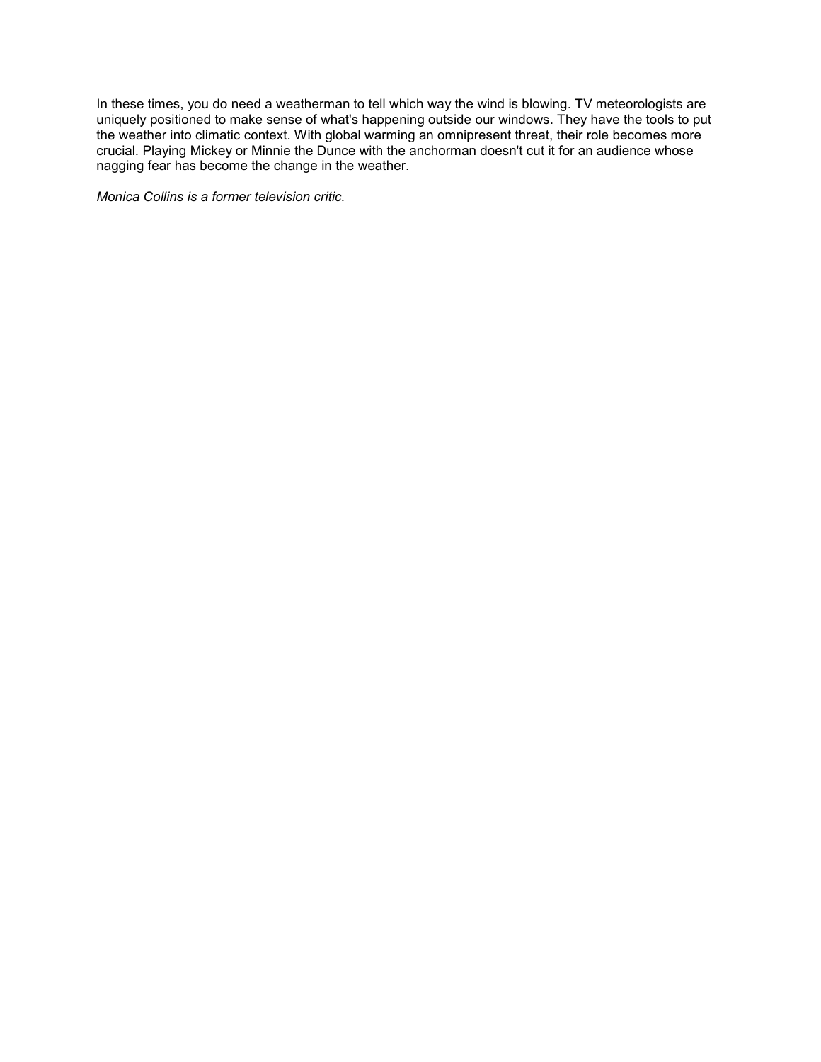In these times, you do need a weatherman to tell which way the wind is blowing. TV meteorologists are uniquely positioned to make sense of what's happening outside our windows. They have the tools to put the weather into climatic context. With global warming an omnipresent threat, their role becomes more crucial. Playing Mickey or Minnie the Dunce with the anchorman doesn't cut it for an audience whose nagging fear has become the change in the weather.

*Monica Collins is a former television critic.*